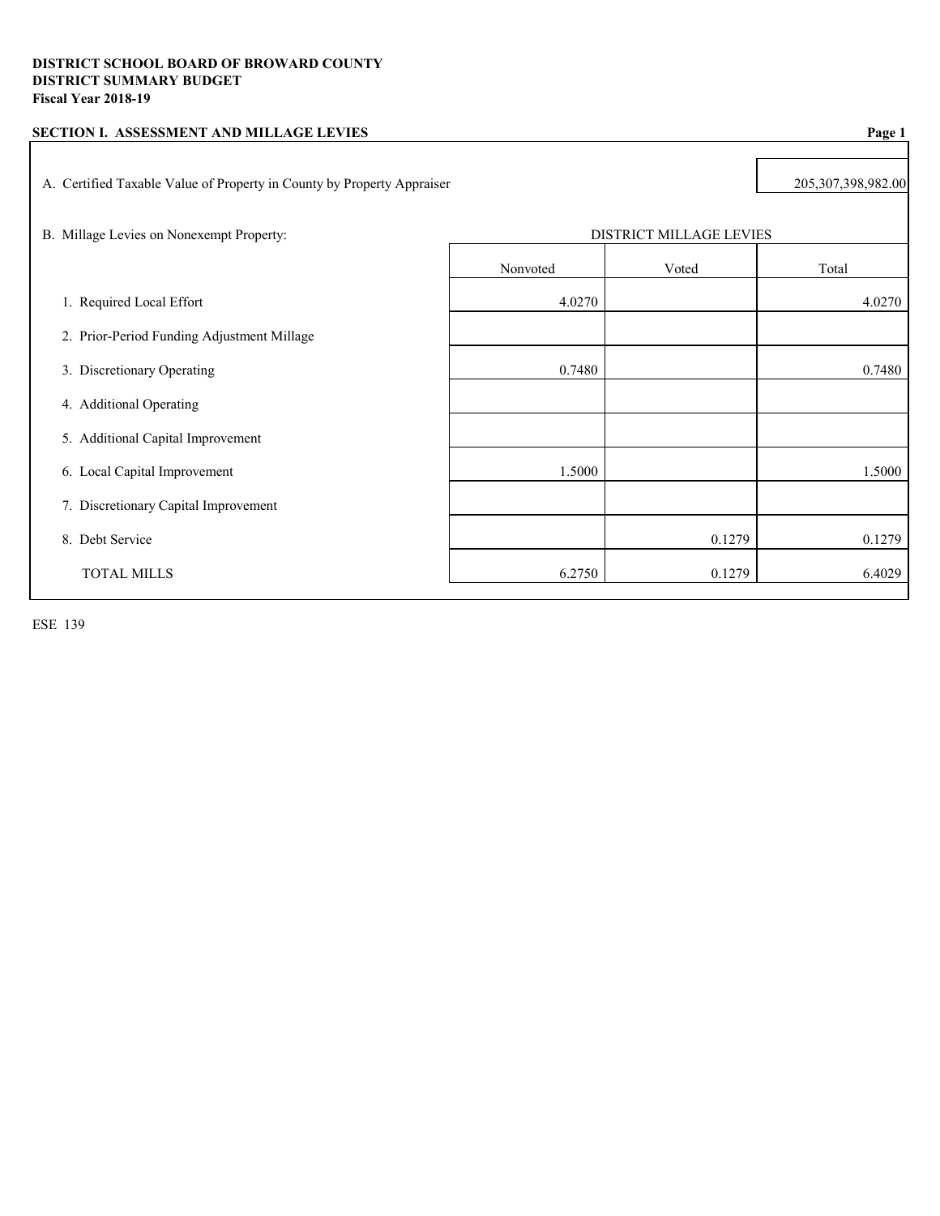**DISTRICT SCHOOL BOARD OF BROWARD COUNTY**
**DISTRICT SUMMARY BUDGET**
**Fiscal Year 2018-19**

## SECTION I. ASSESSMENT AND MILLAGE LEVIES

A. Certified Taxable Value of Property in County by Property Appraiser: 205,307,398,982.00

B. Millage Levies on Nonexempt Property:

| | DISTRICT MILLAGE LEVIES | | |
|---|---|---|---|
| | Nonvoted | Voted | Total |
| 1. Required Local Effort | 4.0270 | | 4.0270 |
| 2. Prior-Period Funding Adjustment Millage | | | |
| 3. Discretionary Operating | 0.7480 | | 0.7480 |
| 4. Additional Operating | | | |
| 5. Additional Capital Improvement | | | |
| 6. Local Capital Improvement | 1.5000 | | 1.5000 |
| 7. Discretionary Capital Improvement | | | |
| 8. Debt Service | | 0.1279 | 0.1279 |
| TOTAL MILLS | 6.2750 | 0.1279 | 6.4029 |

ESE 139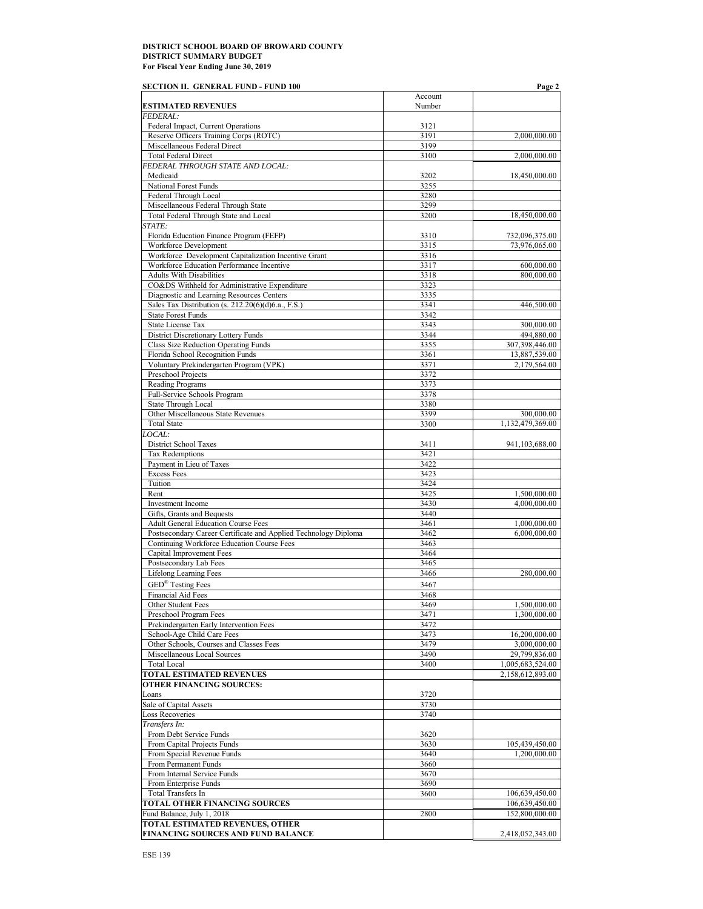**DISTRICT SCHOOL BOARD OF BROWARD COUNTY**
**DISTRICT SUMMARY BUDGET**
**For Fiscal Year Ending June 30, 2019**

**SECTION II. GENERAL FUND - FUND 100**

| ESTIMATED REVENUES | Account Number | |
|---|---|---|
| *FEDERAL:* | | |
| Federal Impact, Current Operations | 3121 | |
| Reserve Officers Training Corps (ROTC) | 3191 | 2,000,000.00 |
| Miscellaneous Federal Direct | 3199 | |
| Total Federal Direct | 3100 | 2,000,000.00 |
| *FEDERAL THROUGH STATE AND LOCAL:* | | |
| Medicaid | 3202 | 18,450,000.00 |
| National Forest Funds | 3255 | |
| Federal Through Local | 3280 | |
| Miscellaneous Federal Through State | 3299 | |
| Total Federal Through State and Local | 3200 | 18,450,000.00 |
| *STATE:* | | |
| Florida Education Finance Program (FEFP) | 3310 | 732,096,375.00 |
| Workforce Development | 3315 | 73,976,065.00 |
| Workforce Development Capitalization Incentive Grant | 3316 | |
| Workforce Education Performance Incentive | 3317 | 600,000.00 |
| Adults With Disabilities | 3318 | 800,000.00 |
| CO&DS Withheld for Administrative Expenditure | 3323 | |
| Diagnostic and Learning Resources Centers | 3335 | |
| Sales Tax Distribution (s. 212.20(6)(d)6.a., F.S.) | 3341 | 446,500.00 |
| State Forest Funds | 3342 | |
| State License Tax | 3343 | 300,000.00 |
| District Discretionary Lottery Funds | 3344 | 494,880.00 |
| Class Size Reduction Operating Funds | 3355 | 307,398,446.00 |
| Florida School Recognition Funds | 3361 | 13,887,539.00 |
| Voluntary Prekindergarten Program (VPK) | 3371 | 2,179,564.00 |
| Preschool Projects | 3372 | |
| Reading Programs | 3373 | |
| Full-Service Schools Program | 3378 | |
| State Through Local | 3380 | |
| Other Miscellaneous State Revenues | 3399 | 300,000.00 |
| Total State | 3300 | 1,132,479,369.00 |
| *LOCAL:* | | |
| District School Taxes | 3411 | 941,103,688.00 |
| Tax Redemptions | 3421 | |
| Payment in Lieu of Taxes | 3422 | |
| Excess Fees | 3423 | |
| Tuition | 3424 | |
| Rent | 3425 | 1,500,000.00 |
| Investment Income | 3430 | 4,000,000.00 |
| Gifts, Grants and Bequests | 3440 | |
| Adult General Education Course Fees | 3461 | 1,000,000.00 |
| Postsecondary Career Certificate and Applied Technology Diploma | 3462 | 6,000,000.00 |
| Continuing Workforce Education Course Fees | 3463 | |
| Capital Improvement Fees | 3464 | |
| Postsecondary Lab Fees | 3465 | |
| Lifelong Learning Fees | 3466 | 280,000.00 |
| GED® Testing Fees | 3467 | |
| Financial Aid Fees | 3468 | |
| Other Student Fees | 3469 | 1,500,000.00 |
| Preschool Program Fees | 3471 | 1,300,000.00 |
| Prekindergarten Early Intervention Fees | 3472 | |
| School-Age Child Care Fees | 3473 | 16,200,000.00 |
| Other Schools, Courses and Classes Fees | 3479 | 3,000,000.00 |
| Miscellaneous Local Sources | 3490 | 29,799,836.00 |
| Total Local | 3400 | 1,005,683,524.00 |
| **TOTAL ESTIMATED REVENUES** | | 2,158,612,893.00 |
| **OTHER FINANCING SOURCES:** | | |
| Loans | 3720 | |
| Sale of Capital Assets | 3730 | |
| Loss Recoveries | 3740 | |
| *Transfers In:* | | |
| From Debt Service Funds | 3620 | |
| From Capital Projects Funds | 3630 | 105,439,450.00 |
| From Special Revenue Funds | 3640 | 1,200,000.00 |
| From Permanent Funds | 3660 | |
| From Internal Service Funds | 3670 | |
| From Enterprise Funds | 3690 | |
| Total Transfers In | 3600 | 106,639,450.00 |
| **TOTAL OTHER FINANCING SOURCES** | | 106,639,450.00 |
| Fund Balance, July 1, 2018 | 2800 | 152,800,000.00 |
| **TOTAL ESTIMATED REVENUES, OTHER FINANCING SOURCES AND FUND BALANCE** | | 2,418,052,343.00 |

ESE 139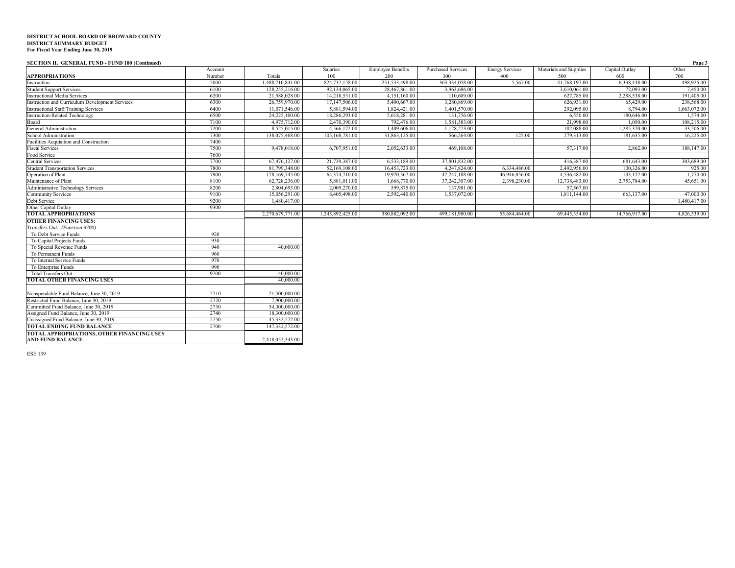**DISTRICT SCHOOL BOARD OF BROWARD COUNTY**
**DISTRICT SUMMARY BUDGET**
**For Fiscal Year Ending June 30, 2019**

**SECTION II. GENERAL FUND - FUND 100 (Continued)**

| APPROPRIATIONS | Account Number | Totals | Salaries 100 | Employee Benefits 200 | Purchased Services 300 | Energy Services 400 | Materials and Supplies 500 | Capital Outlay 600 | Other 700 |
|---|---|---|---|---|---|---|---|---|---|
| Instruction | 5000 | 1,488,210,841.00 | 824,732,158.00 | 251,533,498.00 | 363,334,058.00 | 5,567.00 | 41,768,197.00 | 6,338,438.00 | 498,925.00 |
| Student Support Services | 6100 | 128,255,216.00 | 92,134,065.00 | 28,467,861.00 | 3,963,686.00 | | 3,610,061.00 | 72,093.00 | 7,450.00 |
| Instructional Media Services | 6200 | 21,588,028.00 | 14,218,531.00 | 4,151,160.00 | 110,609.00 | | 627,785.00 | 2,288,538.00 | 191,405.00 |
| Instruction and Curriculum Development Services | 6300 | 26,759,970.00 | 17,147,506.00 | 5,400,667.00 | 3,280,869.00 | | 626,931.00 | 65,429.00 | 238,568.00 |
| Instructional Staff Training Services | 6400 | 11,071,546.00 | 5,881,594.00 | 1,824,421.00 | 1,401,570.00 | | 292,095.00 | 8,794.00 | 1,663,072.00 |
| Instruction-Related Technology | 6500 | 24,225,100.00 | 18,286,293.00 | 5,618,281.00 | 131,756.00 | | 6,550.00 | 180,646.00 | 1,574.00 |
| Board | 7100 | 4,975,712.00 | 2,470,390.00 | 792,476.00 | 1,581,583.00 | | 21,998.00 | 1,050.00 | 108,215.00 |
| General Administration | 7200 | 8,525,015.00 | 4,566,172.00 | 1,409,606.00 | 1,128,273.00 | | 102,088.00 | 1,285,370.00 | 33,506.00 |
| School Administration | 7300 | 138,075,468.00 | 105,168,781.00 | 31,863,125.00 | 566,264.00 | 125.00 | 279,313.00 | 181,635.00 | 16,225.00 |
| Facilities Acquisition and Construction | 7400 | | | | | | | | |
| Fiscal Services | 7500 | 9,478,018.00 | 6,707,951.00 | 2,052,633.00 | 469,108.00 | | 57,317.00 | 2,862.00 | 188,147.00 |
| Food Service | 7600 | | | | | | | | |
| Central Services | 7700 | 67,476,127.00 | 21,739,387.00 | 6,533,189.00 | 37,801,832.00 | | 416,387.00 | 681,643.00 | 303,689.00 |
| Student Transportation Services | 7800 | 81,799,348.00 | 52,169,108.00 | 16,453,723.00 | 4,247,824.00 | 6,334,486.00 | 2,492,956.00 | 100,326.00 | 925.00 |
| Operation of Plant | 7900 | 178,169,745.00 | 64,374,710.00 | 19,920,367.00 | 42,247,188.00 | 46,946,056.00 | 4,536,482.00 | 143,172.00 | 1,770.00 |
| Maintenance of Plant | 8100 | 62,728,236.00 | 5,881,011.00 | 1,668,770.00 | 37,242,307.00 | 2,398,230.00 | 12,738,483.00 | 2,753,784.00 | 45,651.00 |
| Administrative Technology Services | 8200 | 2,804,693.00 | 2,009,270.00 | 599,875.00 | 137,981.00 | | 57,567.00 | | |
| Community Services | 9100 | 15,056,291.00 | 8,405,498.00 | 2,592,440.00 | 1,537,072.00 | | 1,811,144.00 | 663,137.00 | 47,000.00 |
| Debt Service | 9200 | 1,480,417.00 | | | | | | | 1,480,417.00 |
| Other Capital Outlay | 9300 | | | | | | | | |
| **TOTAL APPROPRIATIONS** | | 2,270,679,771.00 | 1,245,892,425.00 | 380,882,092.00 | 499,181,980.00 | 55,684,464.00 | 69,445,354.00 | 14,766,917.00 | 4,826,539.00 |

| **OTHER FINANCING USES:** | Account Number | Totals |
|---|---|---|
| *Transfers Out: (Function 9700)* | | |
| To Debt Service Funds | 920 | |
| To Capital Projects Funds | 930 | |
| To Special Revenue Funds | 940 | 40,000.00 |
| To Permanent Funds | 960 | |
| To Internal Service Funds | 970 | |
| To Enterprise Funds | 990 | |
| Total Transfers Out | 9700 | 40,000.00 |
| **TOTAL OTHER FINANCING USES** | | 40,000.00 |
| Nonspendable Fund Balance, June 30, 2019 | 2710 | 21,500,000.00 |
| Restricted Fund Balance, June 30, 2019 | 2720 | 7,900,000.00 |
| Committed Fund Balance, June 30, 2019 | 2730 | 54,300,000.00 |
| Assigned Fund Balance, June 30, 2019 | 2740 | 18,300,000.00 |
| Unassigned Fund Balance, June 30, 2019 | 2750 | 45,332,572.00 |
| **TOTAL ENDING FUND BALANCE** | 2700 | 147,332,572.00 |
| **TOTAL APPROPRIATIONS, OTHER FINANCING USES AND FUND BALANCE** | | 2,418,052,343.00 |

ESE 139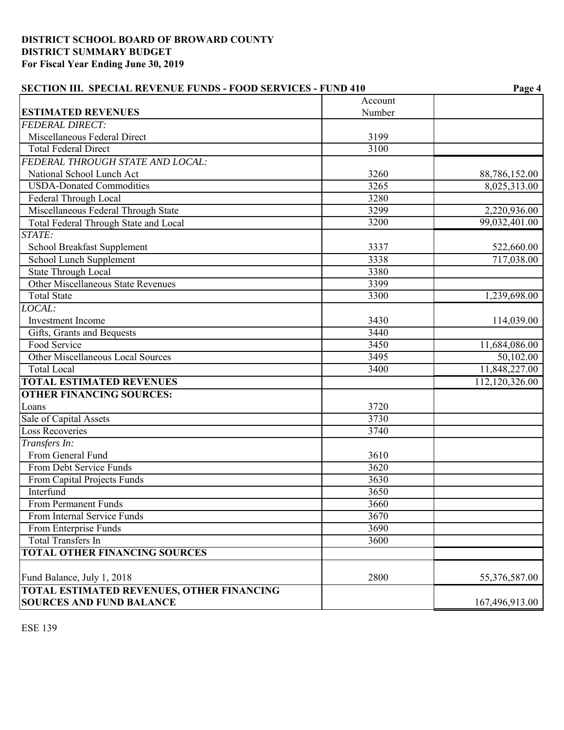**DISTRICT SCHOOL BOARD OF BROWARD COUNTY**
**DISTRICT SUMMARY BUDGET**
**For Fiscal Year Ending June 30, 2019**

**SECTION III. SPECIAL REVENUE FUNDS - FOOD SERVICES - FUND 410**

| **ESTIMATED REVENUES** | Account Number | |
|---|---|---|
| *FEDERAL DIRECT:* | | |
| Miscellaneous Federal Direct | 3199 | |
| Total Federal Direct | 3100 | |
| *FEDERAL THROUGH STATE AND LOCAL:* | | |
| National School Lunch Act | 3260 | 88,786,152.00 |
| USDA-Donated Commodities | 3265 | 8,025,313.00 |
| Federal Through Local | 3280 | |
| Miscellaneous Federal Through State | 3299 | 2,220,936.00 |
| Total Federal Through State and Local | 3200 | 99,032,401.00 |
| *STATE:* | | |
| School Breakfast Supplement | 3337 | 522,660.00 |
| School Lunch Supplement | 3338 | 717,038.00 |
| State Through Local | 3380 | |
| Other Miscellaneous State Revenues | 3399 | |
| Total State | 3300 | 1,239,698.00 |
| *LOCAL:* | | |
| Investment Income | 3430 | 114,039.00 |
| Gifts, Grants and Bequests | 3440 | |
| Food Service | 3450 | 11,684,086.00 |
| Other Miscellaneous Local Sources | 3495 | 50,102.00 |
| Total Local | 3400 | 11,848,227.00 |
| **TOTAL ESTIMATED REVENUES** | | 112,120,326.00 |
| **OTHER FINANCING SOURCES:** | | |
| Loans | 3720 | |
| Sale of Capital Assets | 3730 | |
| Loss Recoveries | 3740 | |
| *Transfers In:* | | |
| From General Fund | 3610 | |
| From Debt Service Funds | 3620 | |
| From Capital Projects Funds | 3630 | |
| Interfund | 3650 | |
| From Permanent Funds | 3660 | |
| From Internal Service Funds | 3670 | |
| From Enterprise Funds | 3690 | |
| Total Transfers In | 3600 | |
| **TOTAL OTHER FINANCING SOURCES** | | |
| Fund Balance, July 1, 2018 | 2800 | 55,376,587.00 |
| **TOTAL ESTIMATED REVENUES, OTHER FINANCING SOURCES AND FUND BALANCE** | | 167,496,913.00 |

ESE 139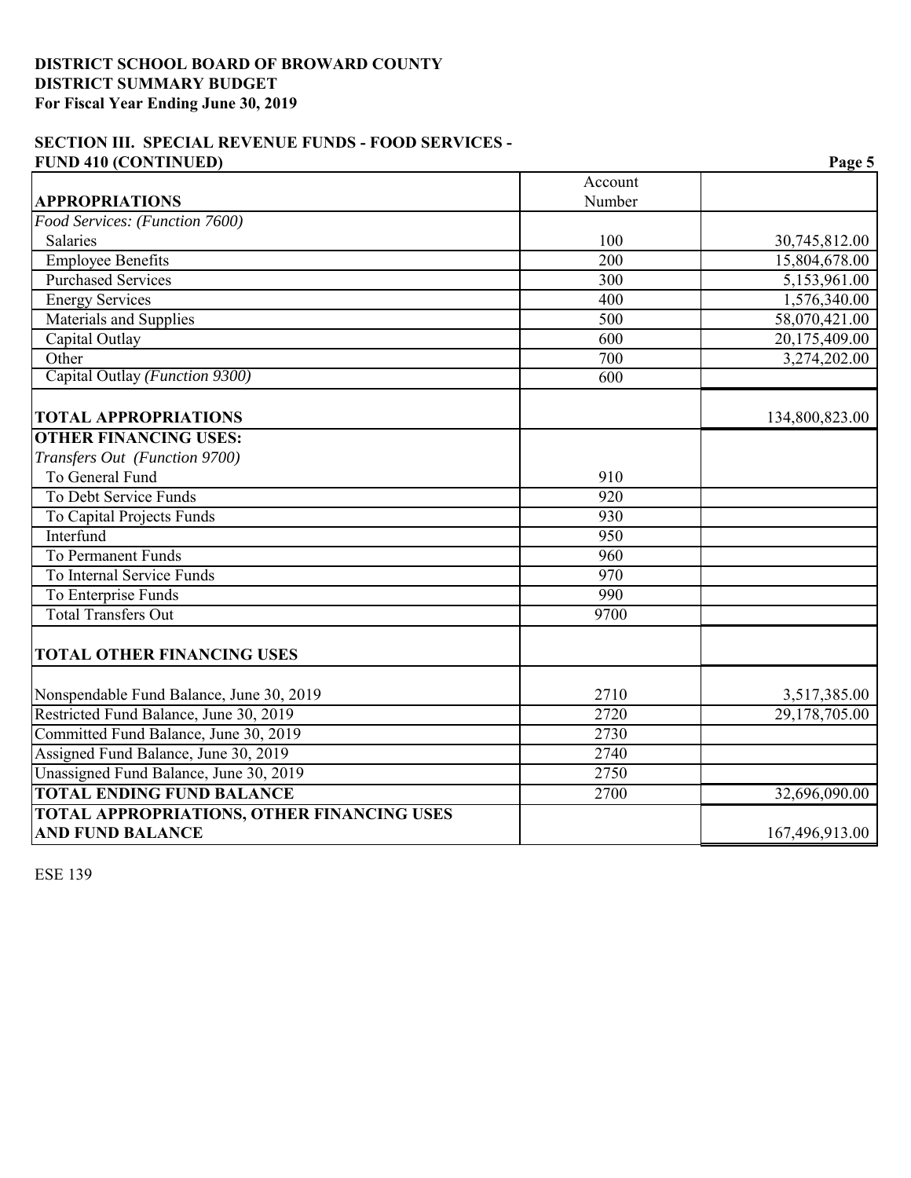**DISTRICT SCHOOL BOARD OF BROWARD COUNTY**
**DISTRICT SUMMARY BUDGET**
**For Fiscal Year Ending June 30, 2019**

**SECTION III. SPECIAL REVENUE FUNDS - FOOD SERVICES - FUND 410 (CONTINUED)**

| **APPROPRIATIONS** | Account Number | |
|---|---|---|
| *Food Services: (Function 7600)* | | |
| Salaries | 100 | 30,745,812.00 |
| Employee Benefits | 200 | 15,804,678.00 |
| Purchased Services | 300 | 5,153,961.00 |
| Energy Services | 400 | 1,576,340.00 |
| Materials and Supplies | 500 | 58,070,421.00 |
| Capital Outlay | 600 | 20,175,409.00 |
| Other | 700 | 3,274,202.00 |
| Capital Outlay *(Function 9300)* | 600 | |
| **TOTAL APPROPRIATIONS** | | 134,800,823.00 |
| **OTHER FINANCING USES:** | | |
| *Transfers Out (Function 9700)* | | |
| To General Fund | 910 | |
| To Debt Service Funds | 920 | |
| To Capital Projects Funds | 930 | |
| Interfund | 950 | |
| To Permanent Funds | 960 | |
| To Internal Service Funds | 970 | |
| To Enterprise Funds | 990 | |
| Total Transfers Out | 9700 | |
| **TOTAL OTHER FINANCING USES** | | |
| Nonspendable Fund Balance, June 30, 2019 | 2710 | 3,517,385.00 |
| Restricted Fund Balance, June 30, 2019 | 2720 | 29,178,705.00 |
| Committed Fund Balance, June 30, 2019 | 2730 | |
| Assigned Fund Balance, June 30, 2019 | 2740 | |
| Unassigned Fund Balance, June 30, 2019 | 2750 | |
| **TOTAL ENDING FUND BALANCE** | 2700 | 32,696,090.00 |
| **TOTAL APPROPRIATIONS, OTHER FINANCING USES AND FUND BALANCE** | | 167,496,913.00 |

ESE 139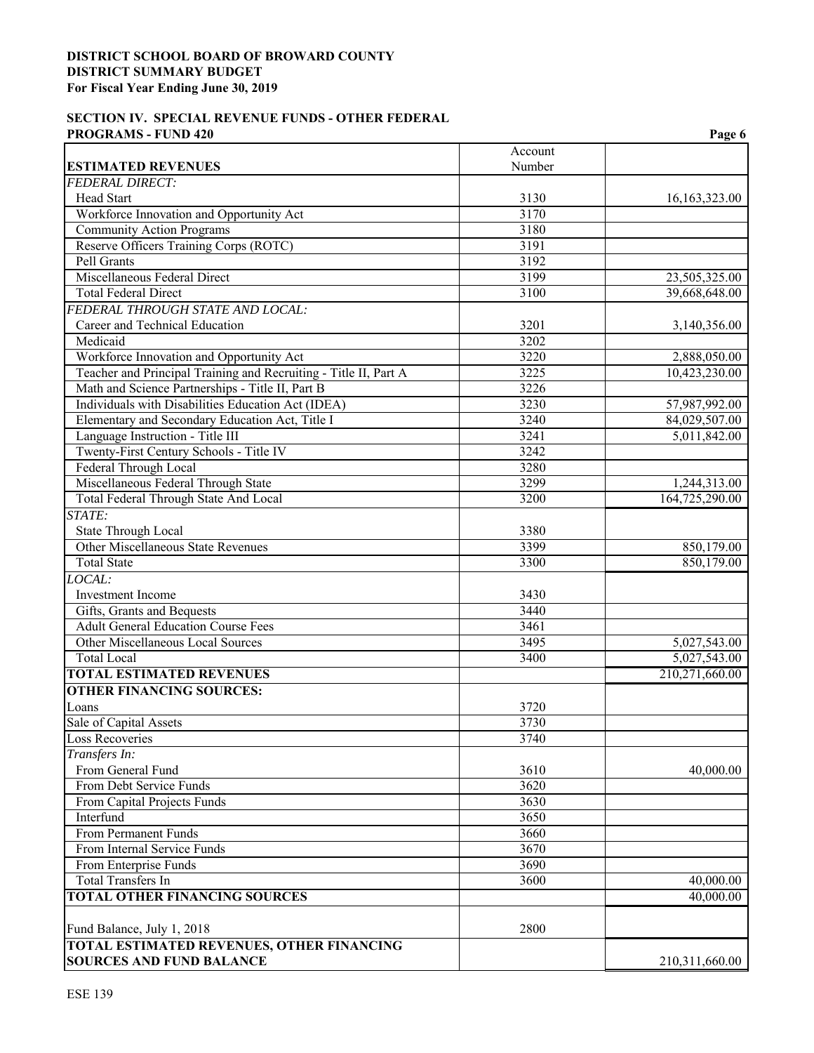**DISTRICT SCHOOL BOARD OF BROWARD COUNTY**
**DISTRICT SUMMARY BUDGET**
**For Fiscal Year Ending June 30, 2019**

**SECTION IV. SPECIAL REVENUE FUNDS - OTHER FEDERAL PROGRAMS - FUND 420**

| **ESTIMATED REVENUES** | Account Number | |
|---|---|---|
| *FEDERAL DIRECT:* | | |
| Head Start | 3130 | 16,163,323.00 |
| Workforce Innovation and Opportunity Act | 3170 | |
| Community Action Programs | 3180 | |
| Reserve Officers Training Corps (ROTC) | 3191 | |
| Pell Grants | 3192 | |
| Miscellaneous Federal Direct | 3199 | 23,505,325.00 |
| Total Federal Direct | 3100 | 39,668,648.00 |
| *FEDERAL THROUGH STATE AND LOCAL:* | | |
| Career and Technical Education | 3201 | 3,140,356.00 |
| Medicaid | 3202 | |
| Workforce Innovation and Opportunity Act | 3220 | 2,888,050.00 |
| Teacher and Principal Training and Recruiting - Title II, Part A | 3225 | 10,423,230.00 |
| Math and Science Partnerships - Title II, Part B | 3226 | |
| Individuals with Disabilities Education Act (IDEA) | 3230 | 57,987,992.00 |
| Elementary and Secondary Education Act, Title I | 3240 | 84,029,507.00 |
| Language Instruction - Title III | 3241 | 5,011,842.00 |
| Twenty-First Century Schools - Title IV | 3242 | |
| Federal Through Local | 3280 | |
| Miscellaneous Federal Through State | 3299 | 1,244,313.00 |
| Total Federal Through State And Local | 3200 | 164,725,290.00 |
| *STATE:* | | |
| State Through Local | 3380 | |
| Other Miscellaneous State Revenues | 3399 | 850,179.00 |
| Total State | 3300 | 850,179.00 |
| *LOCAL:* | | |
| Investment Income | 3430 | |
| Gifts, Grants and Bequests | 3440 | |
| Adult General Education Course Fees | 3461 | |
| Other Miscellaneous Local Sources | 3495 | 5,027,543.00 |
| Total Local | 3400 | 5,027,543.00 |
| **TOTAL ESTIMATED REVENUES** | | 210,271,660.00 |
| **OTHER FINANCING SOURCES:** | | |
| Loans | 3720 | |
| Sale of Capital Assets | 3730 | |
| Loss Recoveries | 3740 | |
| *Transfers In:* | | |
| From General Fund | 3610 | 40,000.00 |
| From Debt Service Funds | 3620 | |
| From Capital Projects Funds | 3630 | |
| Interfund | 3650 | |
| From Permanent Funds | 3660 | |
| From Internal Service Funds | 3670 | |
| From Enterprise Funds | 3690 | |
| Total Transfers In | 3600 | 40,000.00 |
| **TOTAL OTHER FINANCING SOURCES** | | 40,000.00 |
| Fund Balance, July 1, 2018 | 2800 | |
| **TOTAL ESTIMATED REVENUES, OTHER FINANCING SOURCES AND FUND BALANCE** | | 210,311,660.00 |

ESE 139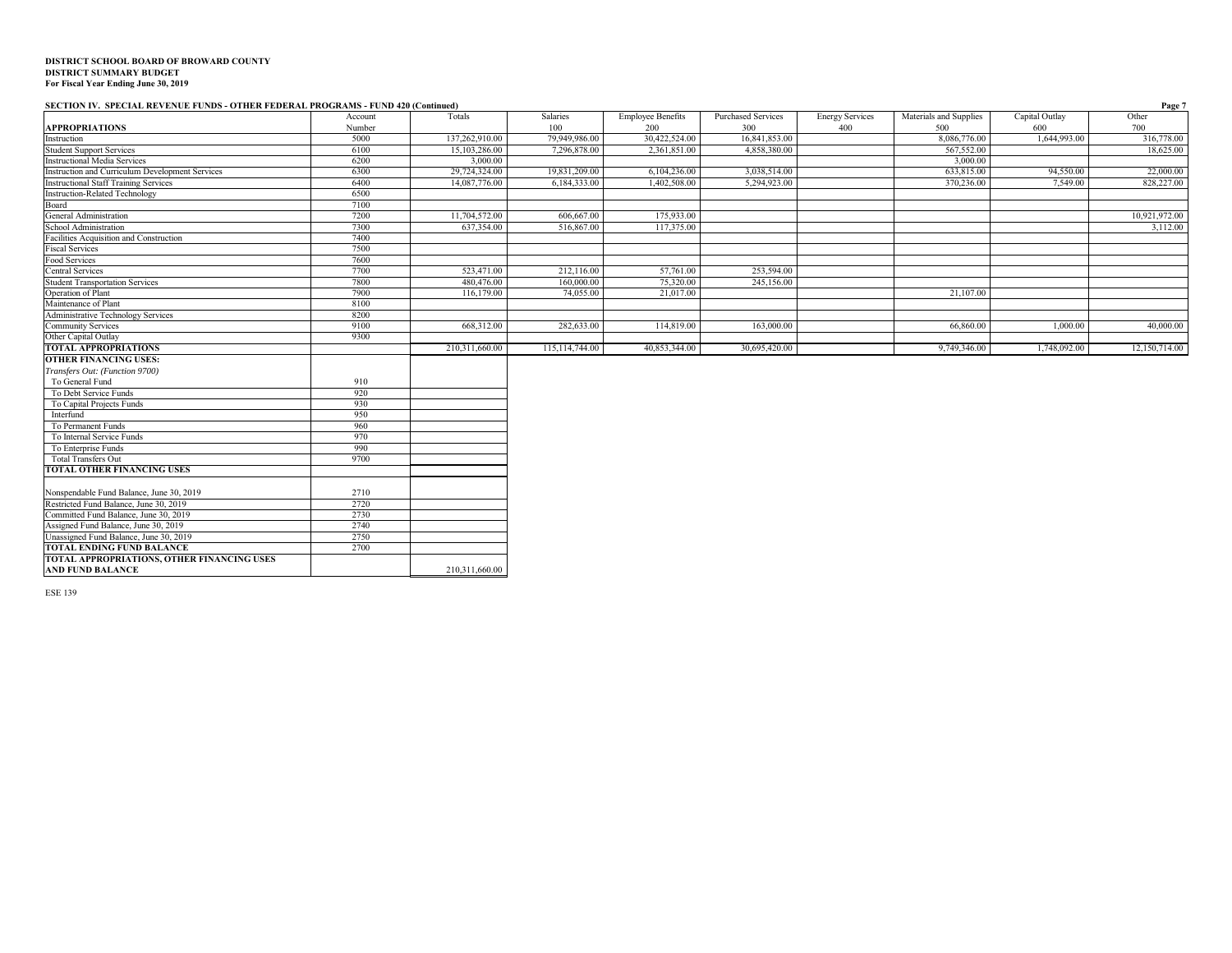**DISTRICT SCHOOL BOARD OF BROWARD COUNTY**
**DISTRICT SUMMARY BUDGET**
**For Fiscal Year Ending June 30, 2019**

**SECTION IV. SPECIAL REVENUE FUNDS - OTHER FEDERAL PROGRAMS - FUND 420 (Continued)**

| APPROPRIATIONS | Account Number | Totals | Salaries 100 | Employee Benefits 200 | Purchased Services 300 | Energy Services 400 | Materials and Supplies 500 | Capital Outlay 600 | Other 700 |
|---|---|---|---|---|---|---|---|---|---|
| Instruction | 5000 | 137,262,910.00 | 79,949,986.00 | 30,422,524.00 | 16,841,853.00 | | 8,086,776.00 | 1,644,993.00 | 316,778.00 |
| Student Support Services | 6100 | 15,103,286.00 | 7,296,878.00 | 2,361,851.00 | 4,858,380.00 | | 567,552.00 | | 18,625.00 |
| Instructional Media Services | 6200 | 3,000.00 | | | | | 3,000.00 | | |
| Instruction and Curriculum Development Services | 6300 | 29,724,324.00 | 19,831,209.00 | 6,104,236.00 | 3,038,514.00 | | 633,815.00 | 94,550.00 | 22,000.00 |
| Instructional Staff Training Services | 6400 | 14,087,776.00 | 6,184,333.00 | 1,402,508.00 | 5,294,923.00 | | 370,236.00 | 7,549.00 | 828,227.00 |
| Instruction-Related Technology | 6500 | | | | | | | | |
| Board | 7100 | | | | | | | | |
| General Administration | 7200 | 11,704,572.00 | 606,667.00 | 175,933.00 | | | | | 10,921,972.00 |
| School Administration | 7300 | 637,354.00 | 516,867.00 | 117,375.00 | | | | | 3,112.00 |
| Facilities Acquisition and Construction | 7400 | | | | | | | | |
| Fiscal Services | 7500 | | | | | | | | |
| Food Services | 7600 | | | | | | | | |
| Central Services | 7700 | 523,471.00 | 212,116.00 | 57,761.00 | 253,594.00 | | | | |
| Student Transportation Services | 7800 | 480,476.00 | 160,000.00 | 75,320.00 | 245,156.00 | | | | |
| Operation of Plant | 7900 | 116,179.00 | 74,055.00 | 21,017.00 | | | 21,107.00 | | |
| Maintenance of Plant | 8100 | | | | | | | | |
| Administrative Technology Services | 8200 | | | | | | | | |
| Community Services | 9100 | 668,312.00 | 282,633.00 | 114,819.00 | 163,000.00 | | 66,860.00 | 1,000.00 | 40,000.00 |
| Other Capital Outlay | 9300 | | | | | | | | |
| **TOTAL APPROPRIATIONS** | | 210,311,660.00 | 115,114,744.00 | 40,853,344.00 | 30,695,420.00 | | 9,749,346.00 | 1,748,092.00 | 12,150,714.00 |

| **OTHER FINANCING USES:** | Account Number | Totals |
|---|---|---|
| *Transfers Out: (Function 9700)* | | |
| To General Fund | 910 | |
| To Debt Service Funds | 920 | |
| To Capital Projects Funds | 930 | |
| Interfund | 950 | |
| To Permanent Funds | 960 | |
| To Internal Service Funds | 970 | |
| To Enterprise Funds | 990 | |
| Total Transfers Out | 9700 | |
| **TOTAL OTHER FINANCING USES** | | |
| Nonspendable Fund Balance, June 30, 2019 | 2710 | |
| Restricted Fund Balance, June 30, 2019 | 2720 | |
| Committed Fund Balance, June 30, 2019 | 2730 | |
| Assigned Fund Balance, June 30, 2019 | 2740 | |
| Unassigned Fund Balance, June 30, 2019 | 2750 | |
| **TOTAL ENDING FUND BALANCE** | 2700 | |
| **TOTAL APPROPRIATIONS, OTHER FINANCING USES AND FUND BALANCE** | | 210,311,660.00 |

ESE 139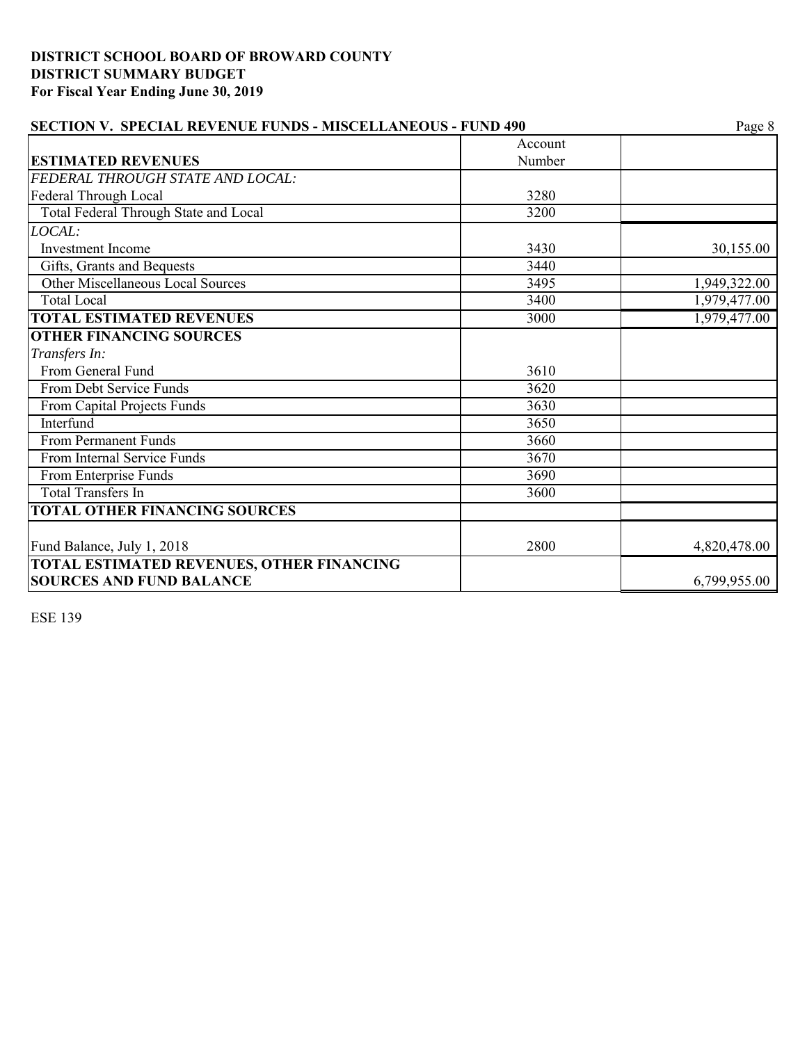**DISTRICT SCHOOL BOARD OF BROWARD COUNTY**
**DISTRICT SUMMARY BUDGET**
**For Fiscal Year Ending June 30, 2019**

**SECTION V. SPECIAL REVENUE FUNDS - MISCELLANEOUS - FUND 490**

| ESTIMATED REVENUES | Account Number | |
|---|---|---|
| *FEDERAL THROUGH STATE AND LOCAL:* | | |
| Federal Through Local | 3280 | |
| Total Federal Through State and Local | 3200 | |
| *LOCAL:* | | |
| Investment Income | 3430 | 30,155.00 |
| Gifts, Grants and Bequests | 3440 | |
| Other Miscellaneous Local Sources | 3495 | 1,949,322.00 |
| Total Local | 3400 | 1,979,477.00 |
| **TOTAL ESTIMATED REVENUES** | 3000 | 1,979,477.00 |
| **OTHER FINANCING SOURCES** | | |
| *Transfers In:* | | |
| From General Fund | 3610 | |
| From Debt Service Funds | 3620 | |
| From Capital Projects Funds | 3630 | |
| Interfund | 3650 | |
| From Permanent Funds | 3660 | |
| From Internal Service Funds | 3670 | |
| From Enterprise Funds | 3690 | |
| Total Transfers In | 3600 | |
| **TOTAL OTHER FINANCING SOURCES** | | |
| Fund Balance, July 1, 2018 | 2800 | 4,820,478.00 |
| **TOTAL ESTIMATED REVENUES, OTHER FINANCING SOURCES AND FUND BALANCE** | | 6,799,955.00 |

ESE 139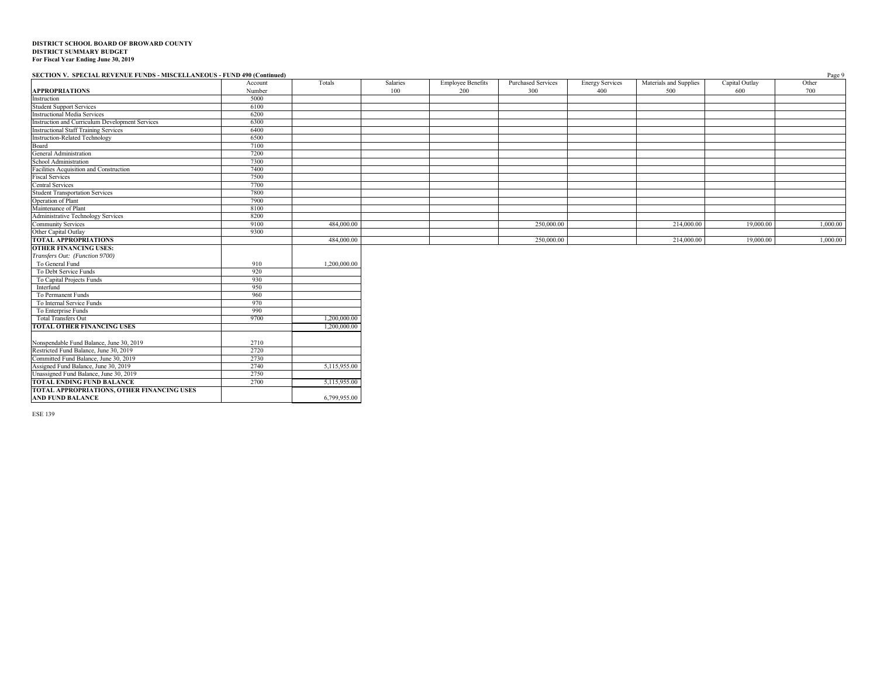**DISTRICT SCHOOL BOARD OF BROWARD COUNTY**
**DISTRICT SUMMARY BUDGET**
**For Fiscal Year Ending June 30, 2019**

**SECTION V. SPECIAL REVENUE FUNDS - MISCELLANEOUS - FUND 490 (Continued)**

| APPROPRIATIONS | Account Number | Totals | Salaries 100 | Employee Benefits 200 | Purchased Services 300 | Energy Services 400 | Materials and Supplies 500 | Capital Outlay 600 | Other 700 |
|---|---|---|---|---|---|---|---|---|---|
| Instruction | 5000 | | | | | | | | |
| Student Support Services | 6100 | | | | | | | | |
| Instructional Media Services | 6200 | | | | | | | | |
| Instruction and Curriculum Development Services | 6300 | | | | | | | | |
| Instructional Staff Training Services | 6400 | | | | | | | | |
| Instruction-Related Technology | 6500 | | | | | | | | |
| Board | 7100 | | | | | | | | |
| General Administration | 7200 | | | | | | | | |
| School Administration | 7300 | | | | | | | | |
| Facilities Acquisition and Construction | 7400 | | | | | | | | |
| Fiscal Services | 7500 | | | | | | | | |
| Central Services | 7700 | | | | | | | | |
| Student Transportation Services | 7800 | | | | | | | | |
| Operation of Plant | 7900 | | | | | | | | |
| Maintenance of Plant | 8100 | | | | | | | | |
| Administrative Technology Services | 8200 | | | | | | | | |
| Community Services | 9100 | 484,000.00 | | | 250,000.00 | | 214,000.00 | 19,000.00 | 1,000.00 |
| Other Capital Outlay | 9300 | | | | | | | | |
| **TOTAL APPROPRIATIONS** | | 484,000.00 | | | 250,000.00 | | 214,000.00 | 19,000.00 | 1,000.00 |

| | Account Number | Totals |
|---|---|---|
| **OTHER FINANCING USES:** | | |
| *Transfers Out: (Function 9700)* | | |
| To General Fund | 910 | 1,200,000.00 |
| To Debt Service Funds | 920 | |
| To Capital Projects Funds | 930 | |
| Interfund | 950 | |
| To Permanent Funds | 960 | |
| To Internal Service Funds | 970 | |
| To Enterprise Funds | 990 | |
| Total Transfers Out | 9700 | 1,200,000.00 |
| **TOTAL OTHER FINANCING USES** | | 1,200,000.00 |
| Nonspendable Fund Balance, June 30, 2019 | 2710 | |
| Restricted Fund Balance, June 30, 2019 | 2720 | |
| Committed Fund Balance, June 30, 2019 | 2730 | |
| Assigned Fund Balance, June 30, 2019 | 2740 | 5,115,955.00 |
| Unassigned Fund Balance, June 30, 2019 | 2750 | |
| **TOTAL ENDING FUND BALANCE** | 2700 | 5,115,955.00 |
| **TOTAL APPROPRIATIONS, OTHER FINANCING USES AND FUND BALANCE** | | 6,799,955.00 |

ESE 139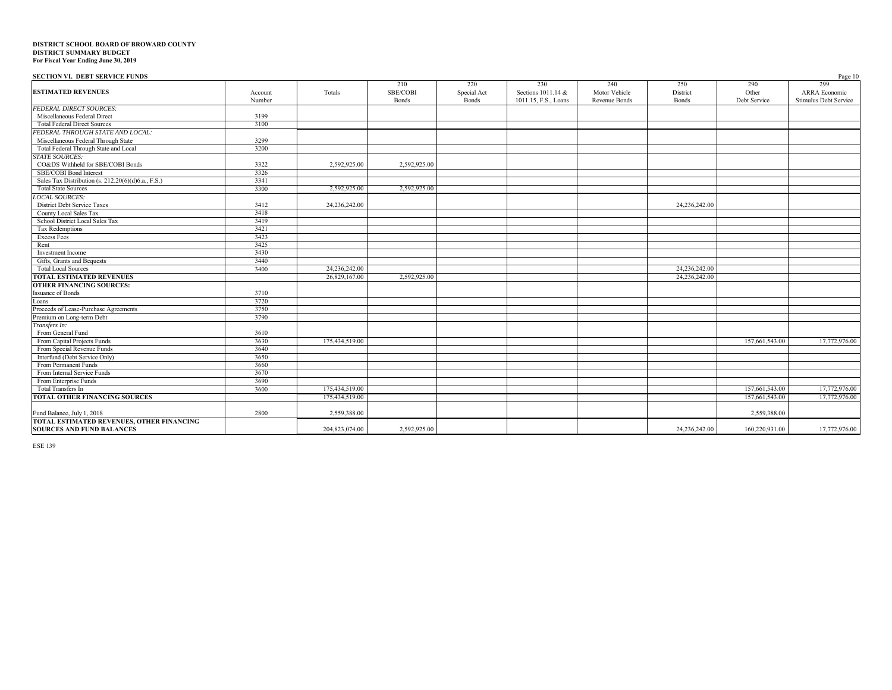**DISTRICT SCHOOL BOARD OF BROWARD COUNTY**
**DISTRICT SUMMARY BUDGET**
**For Fiscal Year Ending June 30, 2019**

**SECTION VI. DEBT SERVICE FUNDS**

| ESTIMATED REVENUES | Account Number | Totals | 210 SBE/COBI Bonds | 220 Special Act Bonds | 230 Sections 1011.14 & 1011.15, F.S., Loans | 240 Motor Vehicle Revenue Bonds | 250 District Bonds | 290 Other Debt Service | 299 ARRA Economic Stimulus Debt Service |
|---|---|---|---|---|---|---|---|---|---|
| *FEDERAL DIRECT SOURCES:* | | | | | | | | | |
| Miscellaneous Federal Direct | 3199 | | | | | | | | |
| Total Federal Direct Sources | 3100 | | | | | | | | |
| *FEDERAL THROUGH STATE AND LOCAL:* | | | | | | | | | |
| Miscellaneous Federal Through State | 3299 | | | | | | | | |
| Total Federal Through State and Local | 3200 | | | | | | | | |
| *STATE SOURCES:* | | | | | | | | | |
| CO&DS Withheld for SBE/COBI Bonds | 3322 | 2,592,925.00 | 2,592,925.00 | | | | | | |
| SBE/COBI Bond Interest | 3326 | | | | | | | | |
| Sales Tax Distribution (s. 212.20(6)(d)6.a., F.S.) | 3341 | | | | | | | | |
| Total State Sources | 3300 | 2,592,925.00 | 2,592,925.00 | | | | | | |
| *LOCAL SOURCES:* | | | | | | | | | |
| District Debt Service Taxes | 3412 | 24,236,242.00 | | | | | 24,236,242.00 | | |
| County Local Sales Tax | 3418 | | | | | | | | |
| School District Local Sales Tax | 3419 | | | | | | | | |
| Tax Redemptions | 3421 | | | | | | | | |
| Excess Fees | 3423 | | | | | | | | |
| Rent | 3425 | | | | | | | | |
| Investment Income | 3430 | | | | | | | | |
| Gifts, Grants and Bequests | 3440 | | | | | | | | |
| Total Local Sources | 3400 | 24,236,242.00 | | | | | 24,236,242.00 | | |
| **TOTAL ESTIMATED REVENUES** | | 26,829,167.00 | 2,592,925.00 | | | | 24,236,242.00 | | |
| **OTHER FINANCING SOURCES:** | | | | | | | | | |
| Issuance of Bonds | 3710 | | | | | | | | |
| Loans | 3720 | | | | | | | | |
| Proceeds of Lease-Purchase Agreements | 3750 | | | | | | | | |
| Premium on Long-term Debt | 3790 | | | | | | | | |
| *Transfers In:* | | | | | | | | | |
| From General Fund | 3610 | | | | | | | | |
| From Capital Projects Funds | 3630 | 175,434,519.00 | | | | | | 157,661,543.00 | 17,772,976.00 |
| From Special Revenue Funds | 3640 | | | | | | | | |
| Interfund (Debt Service Only) | 3650 | | | | | | | | |
| From Permanent Funds | 3660 | | | | | | | | |
| From Internal Service Funds | 3670 | | | | | | | | |
| From Enterprise Funds | 3690 | | | | | | | | |
| Total Transfers In | 3600 | 175,434,519.00 | | | | | | 157,661,543.00 | 17,772,976.00 |
| **TOTAL OTHER FINANCING SOURCES** | | 175,434,519.00 | | | | | | 157,661,543.00 | 17,772,976.00 |
| Fund Balance, July 1, 2018 | 2800 | 2,559,388.00 | | | | | | 2,559,388.00 | |
| **TOTAL ESTIMATED REVENUES, OTHER FINANCING SOURCES AND FUND BALANCES** | | 204,823,074.00 | 2,592,925.00 | | | | 24,236,242.00 | 160,220,931.00 | 17,772,976.00 |

ESE 139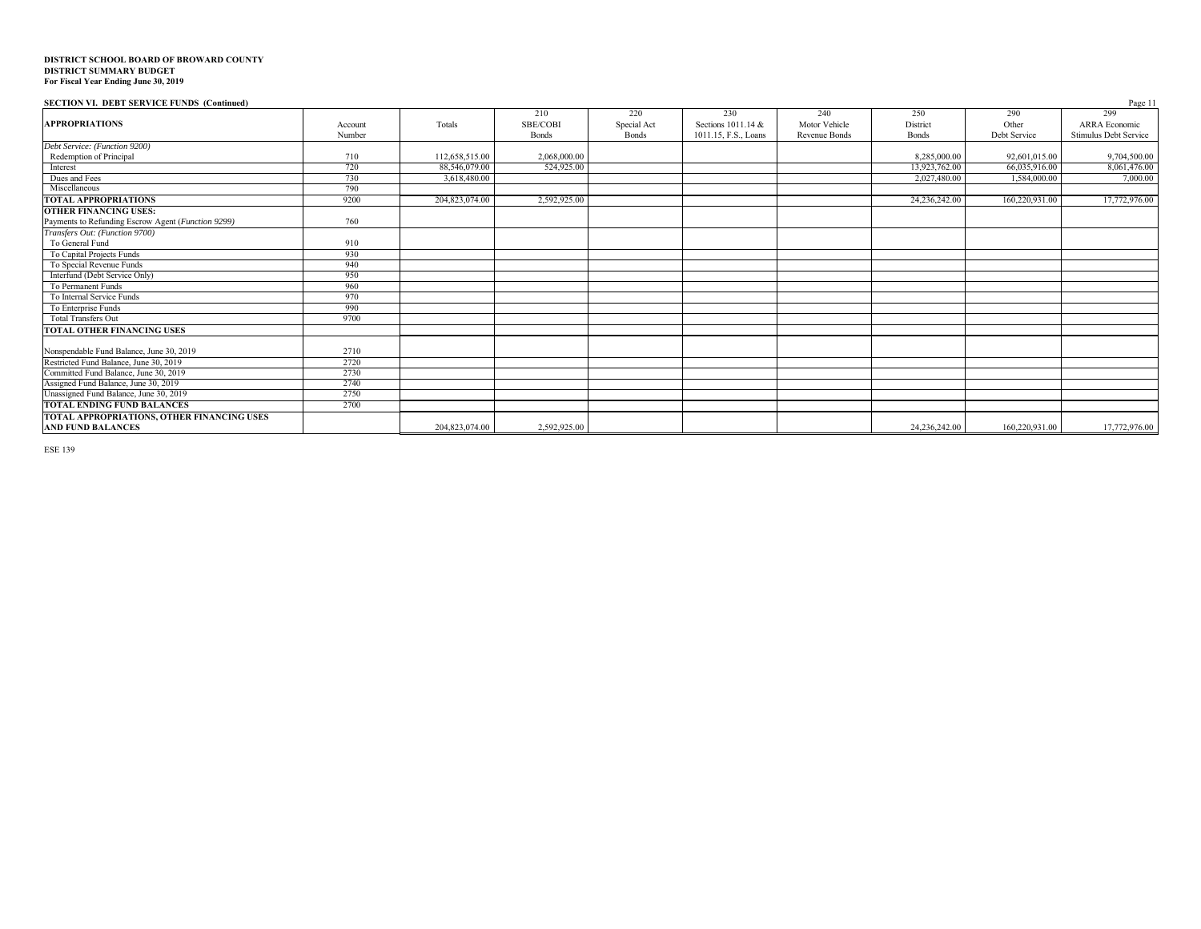**DISTRICT SCHOOL BOARD OF BROWARD COUNTY**
**DISTRICT SUMMARY BUDGET**
**For Fiscal Year Ending June 30, 2019**

**SECTION VI. DEBT SERVICE FUNDS (Continued)**

| **APPROPRIATIONS** | Account Number | Totals | 210 SBE/COBI Bonds | 220 Special Act Bonds | 230 Sections 1011.14 & 1011.15, F.S., Loans | 240 Motor Vehicle Revenue Bonds | 250 District Bonds | 290 Other Debt Service | 299 ARRA Economic Stimulus Debt Service |
|---|---|---|---|---|---|---|---|---|---|
| *Debt Service: (Function 9200)* | | | | | | | | | |
| Redemption of Principal | 710 | 112,658,515.00 | 2,068,000.00 | | | | 8,285,000.00 | 92,601,015.00 | 9,704,500.00 |
| Interest | 720 | 88,546,079.00 | 524,925.00 | | | | 13,923,762.00 | 66,035,916.00 | 8,061,476.00 |
| Dues and Fees | 730 | 3,618,480.00 | | | | | 2,027,480.00 | 1,584,000.00 | 7,000.00 |
| Miscellaneous | 790 | | | | | | | | |
| **TOTAL APPROPRIATIONS** | 9200 | 204,823,074.00 | 2,592,925.00 | | | | 24,236,242.00 | 160,220,931.00 | 17,772,976.00 |
| **OTHER FINANCING USES:** | | | | | | | | | |
| Payments to Refunding Escrow Agent (*Function 9299*) | 760 | | | | | | | | |
| *Transfers Out: (Function 9700)* | | | | | | | | | |
| To General Fund | 910 | | | | | | | | |
| To Capital Projects Funds | 930 | | | | | | | | |
| To Special Revenue Funds | 940 | | | | | | | | |
| Interfund (Debt Service Only) | 950 | | | | | | | | |
| To Permanent Funds | 960 | | | | | | | | |
| To Internal Service Funds | 970 | | | | | | | | |
| To Enterprise Funds | 990 | | | | | | | | |
| Total Transfers Out | 9700 | | | | | | | | |
| **TOTAL OTHER FINANCING USES** | | | | | | | | | |
| Nonspendable Fund Balance, June 30, 2019 | 2710 | | | | | | | | |
| Restricted Fund Balance, June 30, 2019 | 2720 | | | | | | | | |
| Committed Fund Balance, June 30, 2019 | 2730 | | | | | | | | |
| Assigned Fund Balance, June 30, 2019 | 2740 | | | | | | | | |
| Unassigned Fund Balance, June 30, 2019 | 2750 | | | | | | | | |
| **TOTAL ENDING FUND BALANCES** | 2700 | | | | | | | | |
| **TOTAL APPROPRIATIONS, OTHER FINANCING USES AND FUND BALANCES** | | 204,823,074.00 | 2,592,925.00 | | | | 24,236,242.00 | 160,220,931.00 | 17,772,976.00 |

ESE 139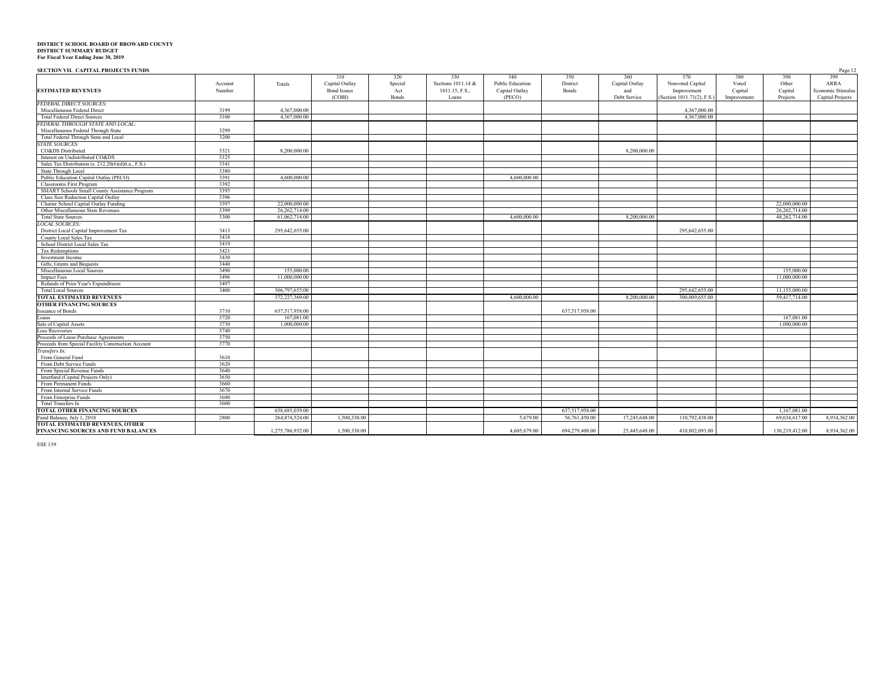**DISTRICT SCHOOL BOARD OF BROWARD COUNTY**
**DISTRICT SUMMARY BUDGET**
**For Fiscal Year Ending June 30, 2019**

**SECTION VII. CAPITAL PROJECTS FUNDS**

| **ESTIMATED REVENUES** | Account Number | Totals | 310 Capital Outlay Bond Issues (COBI) | 320 Special Act Bonds | 330 Sections 1011.14 & 1011.15, F.S., Loans | 340 Public Education Capital Outlay (PECO) | 350 District Bonds | 360 Capital Outlay and Debt Service | 370 Nonvoted Capital Improvement (Section 1011.71(2), F.S.) | 380 Voted Capital Improvement | 390 Other Capital Projects | 399 ARRA Economic Stimulus Capital Projects |
|---|---|---|---|---|---|---|---|---|---|---|---|---|
| *FEDERAL DIRECT SOURCES:* | | | | | | | | | | | | |
| Miscellaneous Federal Direct | 3199 | 4,367,000.00 | | | | | | | 4,367,000.00 | | | |
| Total Federal Direct Sources | 3100 | 4,367,000.00 | | | | | | | 4,367,000.00 | | | |
| *FEDERAL THROUGH STATE AND LOCAL:* | | | | | | | | | | | | |
| Miscellaneous Federal Through State | 3299 | | | | | | | | | | | |
| Total Federal Through State and Local | 3200 | | | | | | | | | | | |
| *STATE SOURCES:* | | | | | | | | | | | | |
| CO&DS Distributed | 3321 | 8,200,000.00 | | | | | | 8,200,000.00 | | | | |
| Interest on Undistributed CO&DS | 3325 | | | | | | | | | | | |
| Sales Tax Distribution (s. 212.20(6)(d)6.a., F.S.) | 3341 | | | | | | | | | | | |
| State Through Local | 3380 | | | | | | | | | | | |
| Public Education Capital Outlay (PECO) | 3391 | 4,600,000.00 | | | | 4,600,000.00 | | | | | | |
| Classrooms First Program | 3392 | | | | | | | | | | | |
| SMART Schools Small County Assistance Program | 3395 | | | | | | | | | | | |
| Class Size Reduction Capital Outlay | 3396 | | | | | | | | | | | |
| Charter School Capital Outlay Funding | 3397 | 22,000,000.00 | | | | | | | | | 22,000,000.00 | |
| Other Miscellaneous State Revenues | 3399 | 26,262,714.00 | | | | | | | | | 26,262,714.00 | |
| Total State Sources | 3300 | 61,062,714.00 | | | | 4,600,000.00 | | 8,200,000.00 | | | 48,262,714.00 | |
| *LOCAL SOURCES:* | | | | | | | | | | | | |
| District Local Capital Improvement Tax | 3413 | 295,642,655.00 | | | | | | | 295,642,655.00 | | | |
| County Local Sales Tax | 3418 | | | | | | | | | | | |
| School District Local Sales Tax | 3419 | | | | | | | | | | | |
| Tax Redemptions | 3421 | | | | | | | | | | | |
| Investment Income | 3430 | | | | | | | | | | | |
| Gifts, Grants and Bequests | 3440 | | | | | | | | | | | |
| Miscellaneous Local Sources | 3490 | 155,000.00 | | | | | | | | | 155,000.00 | |
| Impact Fees | 3496 | 11,000,000.00 | | | | | | | | | 11,000,000.00 | |
| Refunds of Prior Year's Expenditures | 3497 | | | | | | | | | | | |
| Total Local Sources | 3400 | 306,797,655.00 | | | | | | | 295,642,655.00 | | 11,155,000.00 | |
| **TOTAL ESTIMATED REVENUES** | | 372,227,369.00 | | | | 4,600,000.00 | | 8,200,000.00 | 300,009,655.00 | | 59,417,714.00 | |
| **OTHER FINANCING SOURCES** | | | | | | | | | | | | |
| Issuance of Bonds | 3710 | 637,517,958.00 | | | | | 637,517,958.00 | | | | | |
| Loans | 3720 | 167,081.00 | | | | | | | | | 167,081.00 | |
| Sale of Capital Assets | 3730 | 1,000,000.00 | | | | | | | | | 1,000,000.00 | |
| Loss Recoveries | 3740 | | | | | | | | | | | |
| Proceeds of Lease-Purchase Agreements | 3750 | | | | | | | | | | | |
| Proceeds from Special Facility Construction Account | 3770 | | | | | | | | | | | |
| *Transfers In:* | | | | | | | | | | | | |
| From General Fund | 3610 | | | | | | | | | | | |
| From Debt Service Funds | 3620 | | | | | | | | | | | |
| From Special Revenue Funds | 3640 | | | | | | | | | | | |
| Interfund (Capital Projects Only) | 3650 | | | | | | | | | | | |
| From Permanent Funds | 3660 | | | | | | | | | | | |
| From Internal Service Funds | 3670 | | | | | | | | | | | |
| From Enterprise Funds | 3690 | | | | | | | | | | | |
| Total Transfers In | 3600 | | | | | | | | | | | |
| **TOTAL OTHER FINANCING SOURCES** | | 638,685,039.00 | | | | | 637,517,958.00 | | | | 1,167,081.00 | |
| Fund Balance, July 1, 2018 | 2800 | 264,874,524.00 | 1,500,330.00 | | | 5,679.00 | 56,761,450.00 | 17,245,648.00 | 110,792,438.00 | | 69,634,617.00 | 8,934,362.00 |
| **TOTAL ESTIMATED REVENUES, OTHER FINANCING SOURCES AND FUND BALANCES** | | 1,275,786,932.00 | 1,500,330.00 | | | 4,605,679.00 | 694,279,408.00 | 25,445,648.00 | 410,802,093.00 | | 130,219,412.00 | 8,934,362.00 |

ESE 139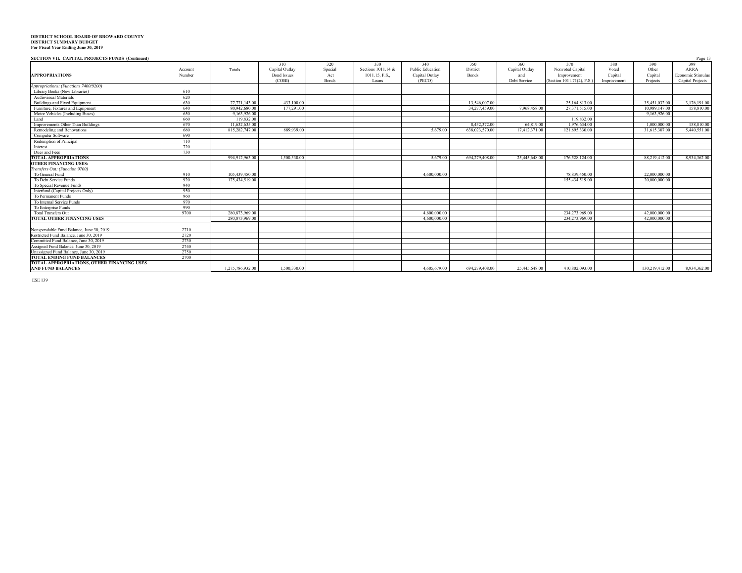**DISTRICT SCHOOL BOARD OF BROWARD COUNTY**
**DISTRICT SUMMARY BUDGET**
**For Fiscal Year Ending June 30, 2019**

**SECTION VII. CAPITAL PROJECTS FUNDS (Continued)**

| APPROPRIATIONS | Account Number | Totals | 310 Capital Outlay Bond Issues (COBI) | 320 Special Act Bonds | 330 Sections 1011.14 & 1011.15, F.S., Loans | 340 Public Education Capital Outlay (PECO) | 350 District Bonds | 360 Capital Outlay and Debt Service | 370 Nonvoted Capital Improvement (Section 1011.71(2), F.S.) | 380 Voted Capital Improvement | 390 Other Capital Projects | 399 ARRA Economic Stimulus Capital Projects |
|---|---|---|---|---|---|---|---|---|---|---|---|---|
| *Appropriations: (Functions 7400/9200)* | | | | | | | | | | | | |
| Library Books (New Libraries) | 610 | | | | | | | | | | | |
| Audiovisual Materials | 620 | | | | | | | | | | | |
| Buildings and Fixed Equipment | 630 | 77,771,143.00 | 433,100.00 | | | | 13,546,007.00 | | 25,164,813.00 | | 35,451,032.00 | 3,176,191.00 |
| Furniture, Fixtures and Equipment | 640 | 80,942,680.00 | 177,291.00 | | | | 34,277,459.00 | 7,968,458.00 | 27,371,515.00 | | 10,989,147.00 | 158,810.00 |
| Motor Vehicles (Including Buses) | 650 | 9,163,926.00 | | | | | | | | | 9,163,926.00 | |
| Land | 660 | 119,832.00 | | | | | | | 119,832.00 | | | |
| Improvements Other Than Buildings | 670 | 11,632,635.00 | | | | | 8,432,372.00 | 64,819.00 | 1,976,634.00 | | 1,000,000.00 | 158,810.00 |
| Remodeling and Renovations | 680 | 815,282,747.00 | 889,939.00 | | | 5,679.00 | 638,023,570.00 | 17,412,371.00 | 121,895,330.00 | | 31,615,307.00 | 5,440,551.00 |
| Computer Software | 690 | | | | | | | | | | | |
| Redemption of Principal | 710 | | | | | | | | | | | |
| Interest | 720 | | | | | | | | | | | |
| Dues and Fees | 730 | | | | | | | | | | | |
| **TOTAL APPROPRIATIONS** | | 994,912,963.00 | 1,500,330.00 | | | 5,679.00 | 694,279,408.00 | 25,445,648.00 | 176,528,124.00 | | 88,219,412.00 | 8,934,362.00 |
| **OTHER FINANCING USES:** | | | | | | | | | | | | |
| *Transfers Out: (Function 9700)* | | | | | | | | | | | | |
| To General Fund | 910 | 105,439,450.00 | | | | 4,600,000.00 | | | 78,839,450.00 | | 22,000,000.00 | |
| To Debt Service Funds | 920 | 175,434,519.00 | | | | | | | 155,434,519.00 | | 20,000,000.00 | |
| To Special Revenue Funds | 940 | | | | | | | | | | | |
| Interfund (Capital Projects Only) | 950 | | | | | | | | | | | |
| To Permanent Funds | 960 | | | | | | | | | | | |
| To Internal Service Funds | 970 | | | | | | | | | | | |
| To Enterprise Funds | 990 | | | | | | | | | | | |
| Total Transfers Out | 9700 | 280,873,969.00 | | | | 4,600,000.00 | | | 234,273,969.00 | | 42,000,000.00 | |
| **TOTAL OTHER FINANCING USES** | | 280,873,969.00 | | | | 4,600,000.00 | | | 234,273,969.00 | | 42,000,000.00 | |
| Nonspendable Fund Balance, June 30, 2019 | 2710 | | | | | | | | | | | |
| Restricted Fund Balance, June 30, 2019 | 2720 | | | | | | | | | | | |
| Committed Fund Balance, June 30, 2019 | 2730 | | | | | | | | | | | |
| Assigned Fund Balance, June 30, 2019 | 2740 | | | | | | | | | | | |
| Unassigned Fund Balance, June 30, 2019 | 2750 | | | | | | | | | | | |
| **TOTAL ENDING FUND BALANCES** | 2700 | | | | | | | | | | | |
| **TOTAL APPROPRIATIONS, OTHER FINANCING USES AND FUND BALANCES** | | 1,275,786,932.00 | 1,500,330.00 | | | 4,605,679.00 | 694,279,408.00 | 25,445,648.00 | 410,802,093.00 | | 130,219,412.00 | 8,934,362.00 |

ESE 139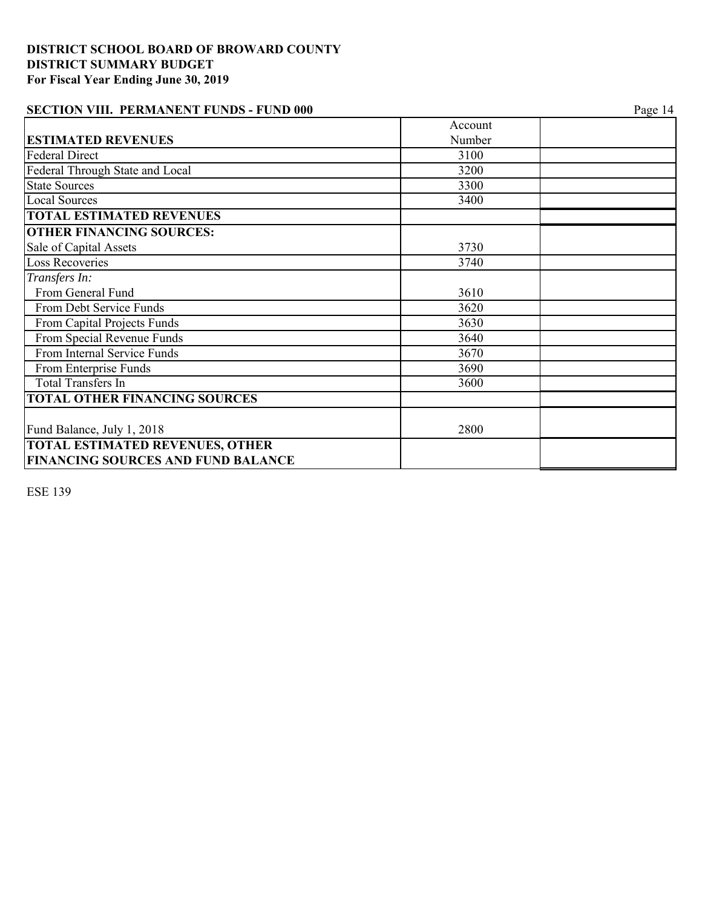**DISTRICT SCHOOL BOARD OF BROWARD COUNTY**
**DISTRICT SUMMARY BUDGET**
**For Fiscal Year Ending June 30, 2019**

**SECTION VIII. PERMANENT FUNDS - FUND 000**

| **ESTIMATED REVENUES** | Account Number | |
|---|---|---|
| Federal Direct | 3100 | |
| Federal Through State and Local | 3200 | |
| State Sources | 3300 | |
| Local Sources | 3400 | |
| **TOTAL ESTIMATED REVENUES** | | |
| **OTHER FINANCING SOURCES:** | | |
| Sale of Capital Assets | 3730 | |
| Loss Recoveries | 3740 | |
| *Transfers In:* | | |
| From General Fund | 3610 | |
| From Debt Service Funds | 3620 | |
| From Capital Projects Funds | 3630 | |
| From Special Revenue Funds | 3640 | |
| From Internal Service Funds | 3670 | |
| From Enterprise Funds | 3690 | |
| Total Transfers In | 3600 | |
| **TOTAL OTHER FINANCING SOURCES** | | |
| Fund Balance, July 1, 2018 | 2800 | |
| **TOTAL ESTIMATED REVENUES, OTHER FINANCING SOURCES AND FUND BALANCE** | | |

ESE 139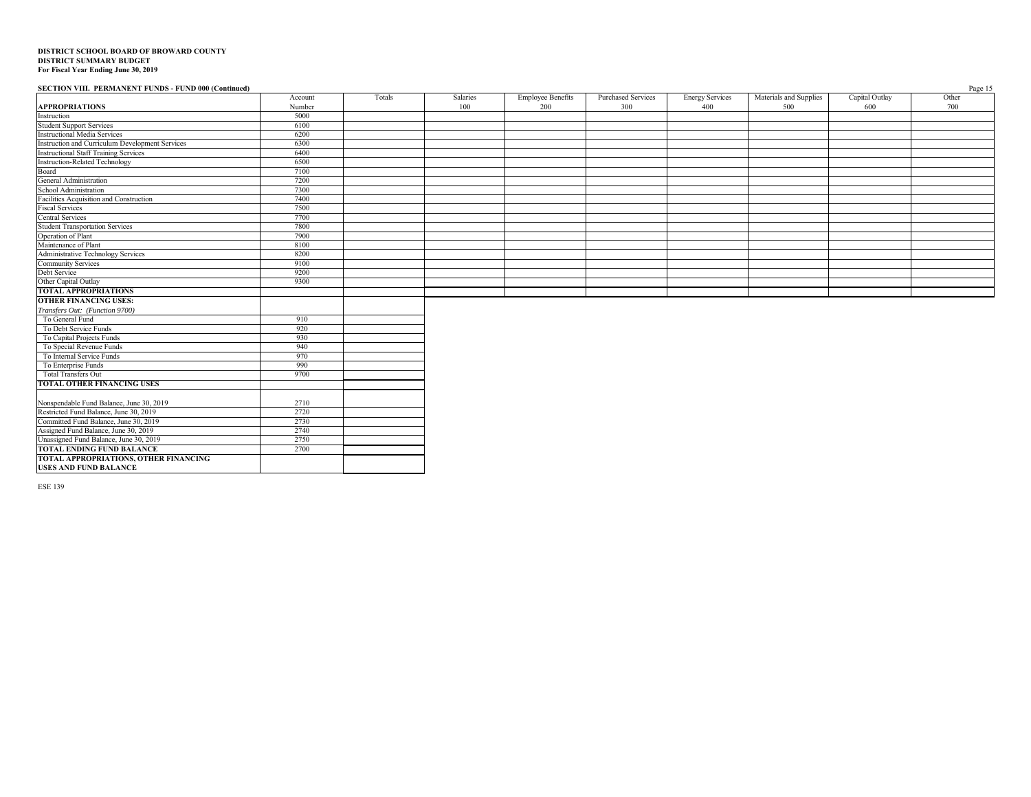**DISTRICT SCHOOL BOARD OF BROWARD COUNTY**
**DISTRICT SUMMARY BUDGET**
**For Fiscal Year Ending June 30, 2019**

**SECTION VIII. PERMANENT FUNDS - FUND 000 (Continued)**

| APPROPRIATIONS | Account Number | Totals | Salaries 100 | Employee Benefits 200 | Purchased Services 300 | Energy Services 400 | Materials and Supplies 500 | Capital Outlay 600 | Other 700 |
|---|---|---|---|---|---|---|---|---|---|
| Instruction | 5000 | | | | | | | | |
| Student Support Services | 6100 | | | | | | | | |
| Instructional Media Services | 6200 | | | | | | | | |
| Instruction and Curriculum Development Services | 6300 | | | | | | | | |
| Instructional Staff Training Services | 6400 | | | | | | | | |
| Instruction-Related Technology | 6500 | | | | | | | | |
| Board | 7100 | | | | | | | | |
| General Administration | 7200 | | | | | | | | |
| School Administration | 7300 | | | | | | | | |
| Facilities Acquisition and Construction | 7400 | | | | | | | | |
| Fiscal Services | 7500 | | | | | | | | |
| Central Services | 7700 | | | | | | | | |
| Student Transportation Services | 7800 | | | | | | | | |
| Operation of Plant | 7900 | | | | | | | | |
| Maintenance of Plant | 8100 | | | | | | | | |
| Administrative Technology Services | 8200 | | | | | | | | |
| Community Services | 9100 | | | | | | | | |
| Debt Service | 9200 | | | | | | | | |
| Other Capital Outlay | 9300 | | | | | | | | |
| **TOTAL APPROPRIATIONS** | | | | | | | | | |

| | Account Number | Totals |
|---|---|---|
| **OTHER FINANCING USES:** | | |
| *Transfers Out: (Function 9700)* | | |
| To General Fund | 910 | |
| To Debt Service Funds | 920 | |
| To Capital Projects Funds | 930 | |
| To Special Revenue Funds | 940 | |
| To Internal Service Funds | 970 | |
| To Enterprise Funds | 990 | |
| Total Transfers Out | 9700 | |
| **TOTAL OTHER FINANCING USES** | | |
| Nonspendable Fund Balance, June 30, 2019 | 2710 | |
| Restricted Fund Balance, June 30, 2019 | 2720 | |
| Committed Fund Balance, June 30, 2019 | 2730 | |
| Assigned Fund Balance, June 30, 2019 | 2740 | |
| Unassigned Fund Balance, June 30, 2019 | 2750 | |
| **TOTAL ENDING FUND BALANCE** | 2700 | |
| **TOTAL APPROPRIATIONS, OTHER FINANCING USES AND FUND BALANCE** | | |

ESE 139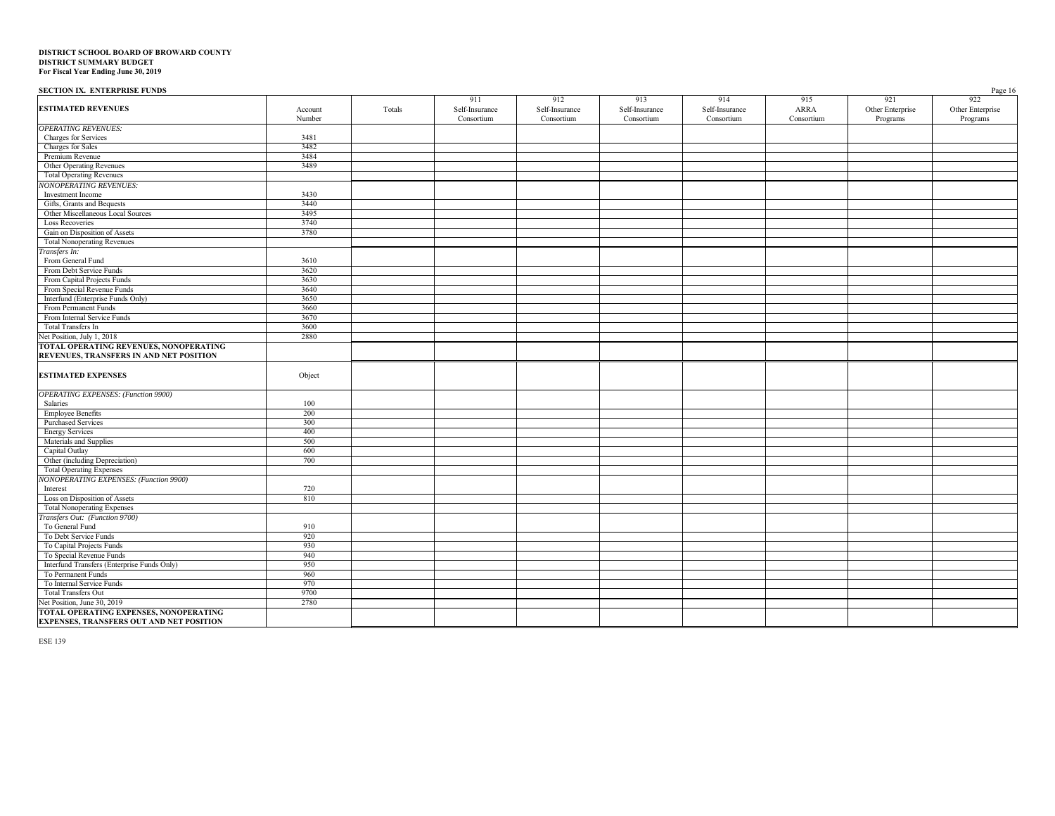**DISTRICT SCHOOL BOARD OF BROWARD COUNTY**
**DISTRICT SUMMARY BUDGET**
**For Fiscal Year Ending June 30, 2019**

**SECTION IX. ENTERPRISE FUNDS**

| ESTIMATED REVENUES | Account Number | Totals | 911 Self-Insurance Consortium | 912 Self-Insurance Consortium | 913 Self-Insurance Consortium | 914 Self-Insurance Consortium | 915 ARRA Consortium | 921 Other Enterprise Programs | 922 Other Enterprise Programs |
|---|---|---|---|---|---|---|---|---|---|
| *OPERATING REVENUES:* | | | | | | | | | |
| Charges for Services | 3481 | | | | | | | | |
| Charges for Sales | 3482 | | | | | | | | |
| Premium Revenue | 3484 | | | | | | | | |
| Other Operating Revenues | 3489 | | | | | | | | |
| Total Operating Revenues | | | | | | | | | |
| *NONOPERATING REVENUES:* | | | | | | | | | |
| Investment Income | 3430 | | | | | | | | |
| Gifts, Grants and Bequests | 3440 | | | | | | | | |
| Other Miscellaneous Local Sources | 3495 | | | | | | | | |
| Loss Recoveries | 3740 | | | | | | | | |
| Gain on Disposition of Assets | 3780 | | | | | | | | |
| Total Nonoperating Revenues | | | | | | | | | |
| *Transfers In:* | | | | | | | | | |
| From General Fund | 3610 | | | | | | | | |
| From Debt Service Funds | 3620 | | | | | | | | |
| From Capital Projects Funds | 3630 | | | | | | | | |
| From Special Revenue Funds | 3640 | | | | | | | | |
| Interfund (Enterprise Funds Only) | 3650 | | | | | | | | |
| From Permanent Funds | 3660 | | | | | | | | |
| From Internal Service Funds | 3670 | | | | | | | | |
| Total Transfers In | 3600 | | | | | | | | |
| Net Position, July 1, 2018 | 2880 | | | | | | | | |
| **TOTAL OPERATING REVENUES, NONOPERATING REVENUES, TRANSFERS IN AND NET POSITION** | | | | | | | | | |
| **ESTIMATED EXPENSES** | Object | | | | | | | | |
| *OPERATING EXPENSES: (Function 9900)* | | | | | | | | | |
| Salaries | 100 | | | | | | | | |
| Employee Benefits | 200 | | | | | | | | |
| Purchased Services | 300 | | | | | | | | |
| Energy Services | 400 | | | | | | | | |
| Materials and Supplies | 500 | | | | | | | | |
| Capital Outlay | 600 | | | | | | | | |
| Other (including Depreciation) | 700 | | | | | | | | |
| Total Operating Expenses | | | | | | | | | |
| *NONOPERATING EXPENSES: (Function 9900)* | | | | | | | | | |
| Interest | 720 | | | | | | | | |
| Loss on Disposition of Assets | 810 | | | | | | | | |
| Total Nonoperating Expenses | | | | | | | | | |
| *Transfers Out: (Function 9700)* | | | | | | | | | |
| To General Fund | 910 | | | | | | | | |
| To Debt Service Funds | 920 | | | | | | | | |
| To Capital Projects Funds | 930 | | | | | | | | |
| To Special Revenue Funds | 940 | | | | | | | | |
| Interfund Transfers (Enterprise Funds Only) | 950 | | | | | | | | |
| To Permanent Funds | 960 | | | | | | | | |
| To Internal Service Funds | 970 | | | | | | | | |
| Total Transfers Out | 9700 | | | | | | | | |
| Net Position, June 30, 2019 | 2780 | | | | | | | | |
| **TOTAL OPERATING EXPENSES, NONOPERATING EXPENSES, TRANSFERS OUT AND NET POSITION** | | | | | | | | | |

ESE 139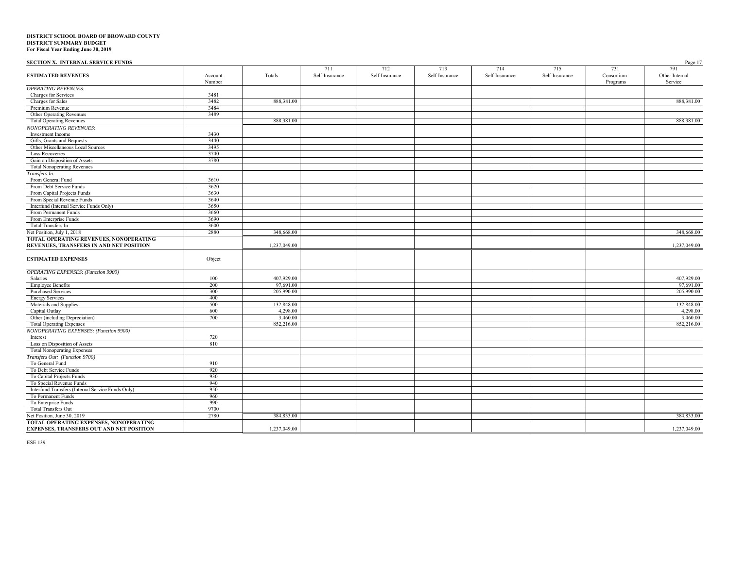**DISTRICT SCHOOL BOARD OF BROWARD COUNTY**
**DISTRICT SUMMARY BUDGET**
**For Fiscal Year Ending June 30, 2019**

**SECTION X. INTERNAL SERVICE FUNDS**

| ESTIMATED REVENUES | Account Number | Totals | 711 Self-Insurance | 712 Self-Insurance | 713 Self-Insurance | 714 Self-Insurance | 715 Self-Insurance | 731 Consortium Programs | 791 Other Internal Service |
|---|---|---|---|---|---|---|---|---|---|
| *OPERATING REVENUES:* | | | | | | | | | |
| Charges for Services | 3481 | | | | | | | | |
| Charges for Sales | 3482 | 888,381.00 | | | | | | | 888,381.00 |
| Premium Revenue | 3484 | | | | | | | | |
| Other Operating Revenues | 3489 | | | | | | | | |
| Total Operating Revenues | | 888,381.00 | | | | | | | 888,381.00 |
| *NONOPERATING REVENUES:* | | | | | | | | | |
| Investment Income | 3430 | | | | | | | | |
| Gifts, Grants and Bequests | 3440 | | | | | | | | |
| Other Miscellaneous Local Sources | 3495 | | | | | | | | |
| Loss Recoveries | 3740 | | | | | | | | |
| Gain on Disposition of Assets | 3780 | | | | | | | | |
| Total Nonoperating Revenues | | | | | | | | | |
| *Transfers In:* | | | | | | | | | |
| From General Fund | 3610 | | | | | | | | |
| From Debt Service Funds | 3620 | | | | | | | | |
| From Capital Projects Funds | 3630 | | | | | | | | |
| From Special Revenue Funds | 3640 | | | | | | | | |
| Interfund (Internal Service Funds Only) | 3650 | | | | | | | | |
| From Permanent Funds | 3660 | | | | | | | | |
| From Enterprise Funds | 3690 | | | | | | | | |
| Total Transfers In | 3600 | | | | | | | | |
| Net Position, July 1, 2018 | 2880 | 348,668.00 | | | | | | | 348,668.00 |
| **TOTAL OPERATING REVENUES, NONOPERATING REVENUES, TRANSFERS IN AND NET POSITION** | | 1,237,049.00 | | | | | | | 1,237,049.00 |
| **ESTIMATED EXPENSES** | Object | | | | | | | | |
| *OPERATING EXPENSES: (Function 9900)* | | | | | | | | | |
| Salaries | 100 | 407,929.00 | | | | | | | 407,929.00 |
| Employee Benefits | 200 | 97,691.00 | | | | | | | 97,691.00 |
| Purchased Services | 300 | 205,990.00 | | | | | | | 205,990.00 |
| Energy Services | 400 | | | | | | | | |
| Materials and Supplies | 500 | 132,848.00 | | | | | | | 132,848.00 |
| Capital Outlay | 600 | 4,298.00 | | | | | | | 4,298.00 |
| Other (including Depreciation) | 700 | 3,460.00 | | | | | | | 3,460.00 |
| Total Operating Expenses | | 852,216.00 | | | | | | | 852,216.00 |
| *NONOPERATING EXPENSES: (Function 9900)* | | | | | | | | | |
| Interest | 720 | | | | | | | | |
| Loss on Disposition of Assets | 810 | | | | | | | | |
| Total Nonoperating Expenses | | | | | | | | | |
| *Transfers Out: (Function 9700)* | | | | | | | | | |
| To General Fund | 910 | | | | | | | | |
| To Debt Service Funds | 920 | | | | | | | | |
| To Capital Projects Funds | 930 | | | | | | | | |
| To Special Revenue Funds | 940 | | | | | | | | |
| Interfund Transfers (Internal Service Funds Only) | 950 | | | | | | | | |
| To Permanent Funds | 960 | | | | | | | | |
| To Enterprise Funds | 990 | | | | | | | | |
| Total Transfers Out | 9700 | | | | | | | | |
| Net Position, June 30, 2019 | 2780 | 384,833.00 | | | | | | | 384,833.00 |
| **TOTAL OPERATING EXPENSES, NONOPERATING EXPENSES, TRANSFERS OUT AND NET POSITION** | | 1,237,049.00 | | | | | | | 1,237,049.00 |

ESE 139